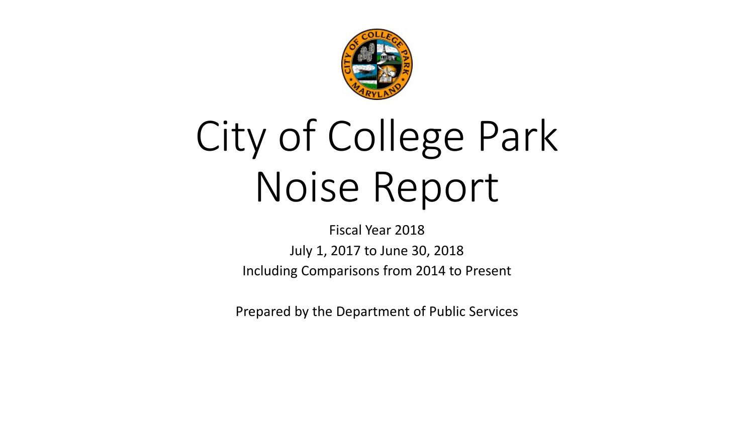# City of College Park Noise Report

Fiscal Year 2018

July 1, 2017 to June 30, 2018

Including Comparisons from 2014 to Present

Prepared by the Department of Public Services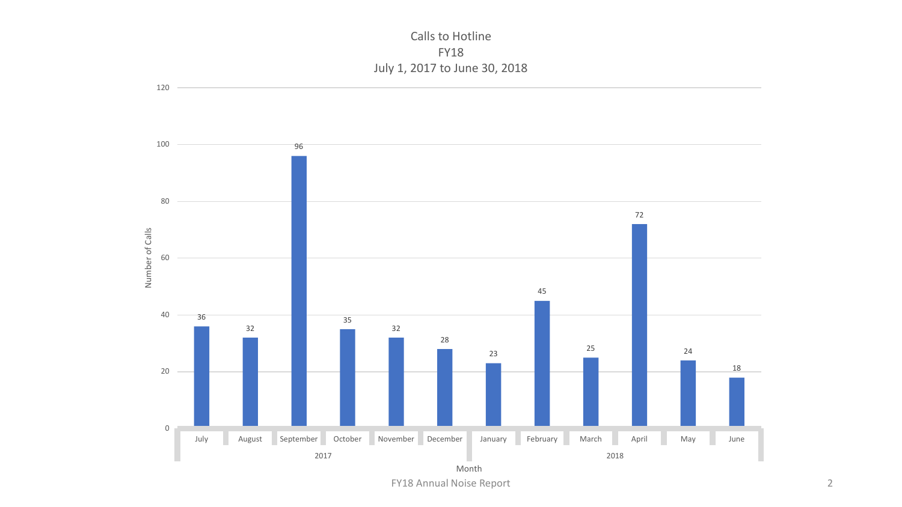## Calls to Hotline
### FY18
### July 1, 2017 to June 30, 2018

| Year | Month | Number of Calls |
|---|---|---|
| 2017 | July | 36 |
| 2017 | August | 32 |
| 2017 | September | 96 |
| 2017 | October | 35 |
| 2017 | November | 32 |
| 2017 | December | 28 |
| 2018 | January | 23 |
| 2018 | February | 45 |
| 2018 | March | 25 |
| 2018 | April | 72 |
| 2018 | May | 24 |
| 2018 | June | 18 |

FY18 Annual Noise Report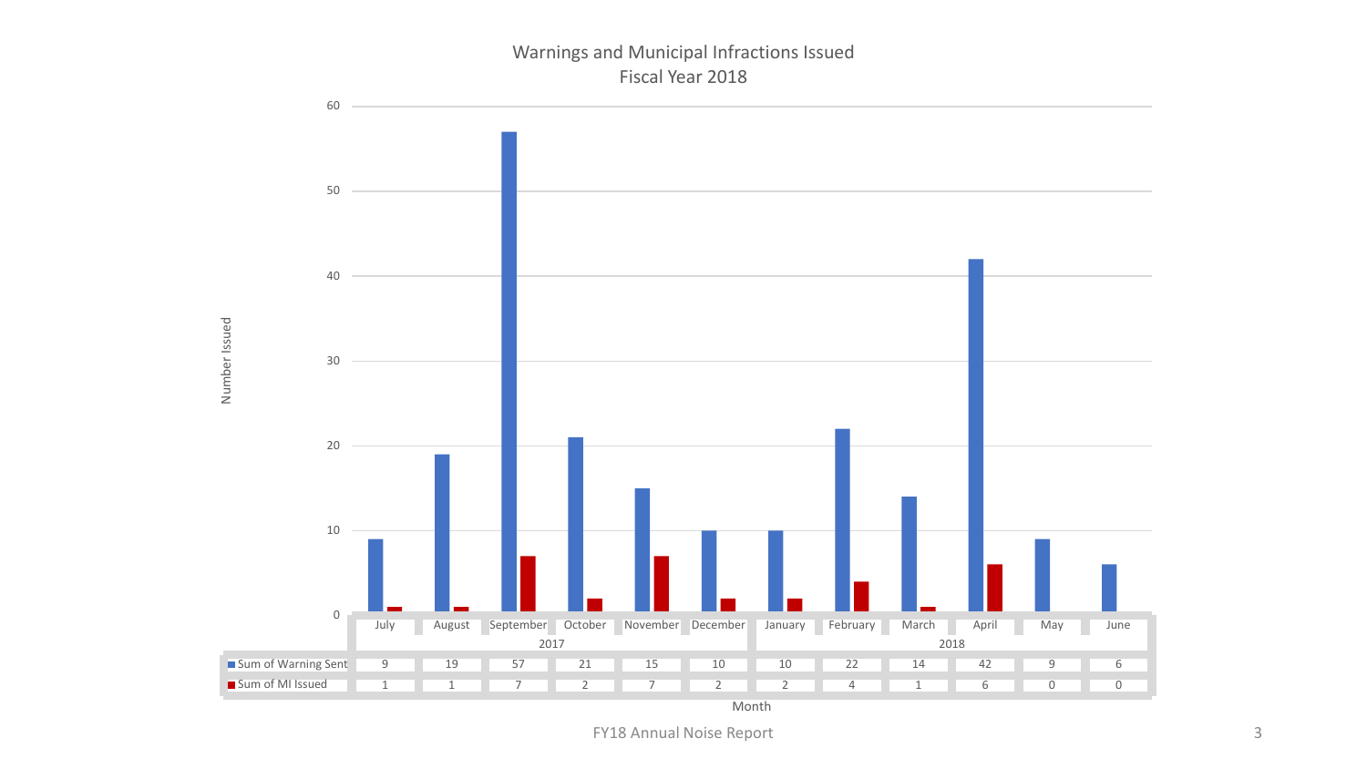# Warnings and Municipal Infractions Issued
## Fiscal Year 2018

| | July | August | September | October | November | December | January | February | March | April | May | June |
|---|---|---|---|---|---|---|---|---|---|---|---|---|
| | 2017 | | | | | | 2018 | | | | | |
| Sum of Warning Sent | 9 | 19 | 57 | 21 | 15 | 10 | 10 | 22 | 14 | 42 | 9 | 6 |
| Sum of MI Issued | 1 | 1 | 7 | 2 | 7 | 2 | 2 | 4 | 1 | 6 | 0 | 0 |

Number Issued

Month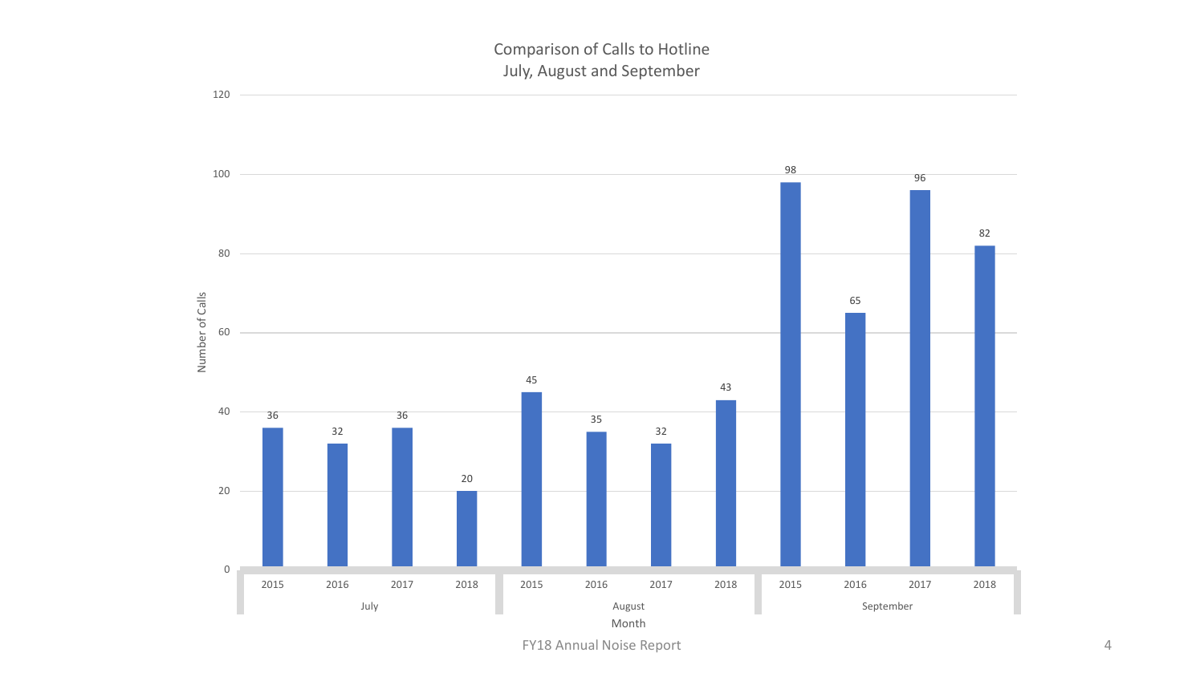## Comparison of Calls to Hotline
### July, August and September

| Month | 2015 | 2016 | 2017 | 2018 |
|---|---|---|---|---|
| July | 36 | 32 | 36 | 20 |
| August | 45 | 35 | 32 | 43 |
| September | 98 | 65 | 96 | 82 |

Number of Calls by Month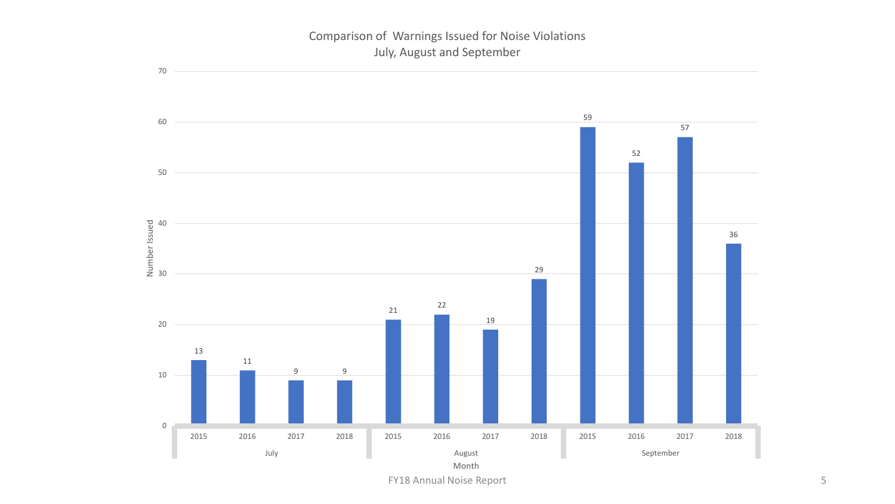## Comparison of Warnings Issued for Noise Violations July, August and September

| Month | Year | Number Issued |
|---|---|---|
| July | 2015 | 13 |
| July | 2016 | 11 |
| July | 2017 | 9 |
| July | 2018 | 9 |
| August | 2015 | 21 |
| August | 2016 | 22 |
| August | 2017 | 19 |
| August | 2018 | 29 |
| September | 2015 | 59 |
| September | 2016 | 52 |
| September | 2017 | 57 |
| September | 2018 | 36 |

FY18 Annual Noise Report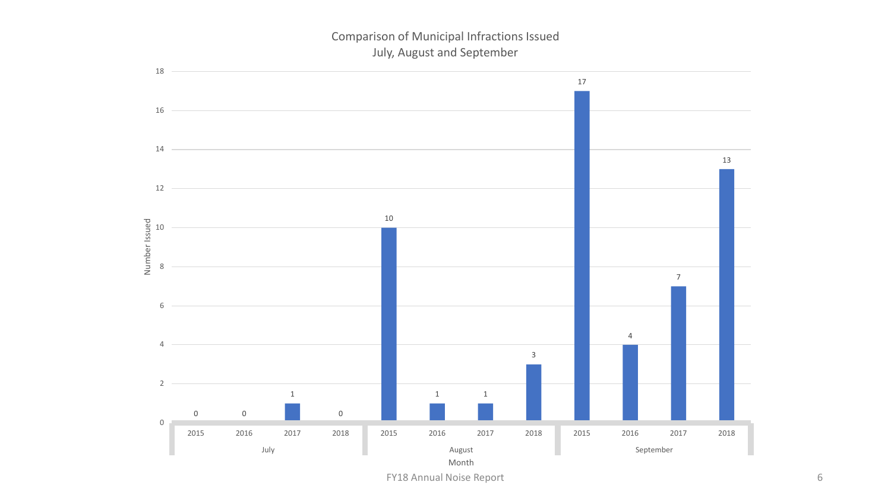## Comparison of Municipal Infractions Issued
### July, August and September

| Month | Year | Number Issued |
|---|---|---|
| July | 2015 | 0 |
| July | 2016 | 0 |
| July | 2017 | 1 |
| July | 2018 | 0 |
| August | 2015 | 10 |
| August | 2016 | 1 |
| August | 2017 | 1 |
| August | 2018 | 3 |
| September | 2015 | 17 |
| September | 2016 | 4 |
| September | 2017 | 7 |
| September | 2018 | 13 |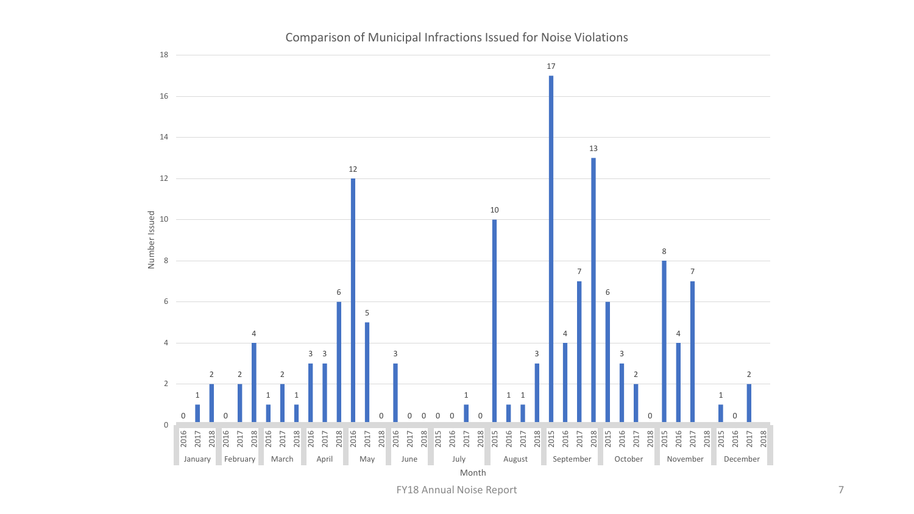## Comparison of Municipal Infractions Issued for Noise Violations

Number Issued by Month

| Month | 2015 | 2016 | 2017 | 2018 |
|---|---|---|---|---|
| January | | 0 | 1 | 2 |
| February | | 0 | 2 | 4 |
| March | | 1 | 2 | 1 |
| April | | 3 | 3 | 6 |
| May | | 12 | 5 | 0 |
| June | | 3 | 0 | 0 |
| July | 0 | 0 | 1 | 0 |
| August | 10 | 1 | 1 | 3 |
| September | 17 | 4 | 7 | 13 |
| October | 6 | 3 | 2 | 0 |
| November | 8 | 4 | 7 | |
| December | 1 | 0 | 2 | |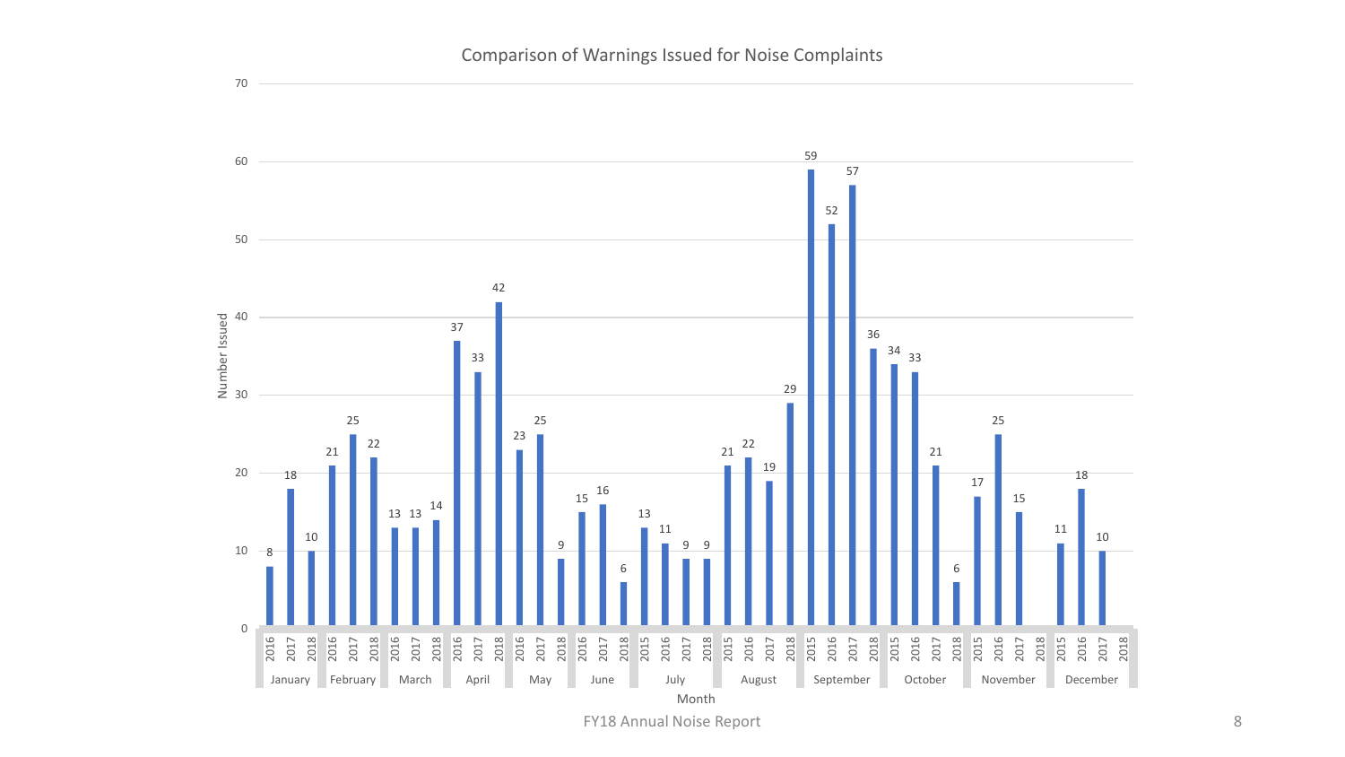## Comparison of Warnings Issued for Noise Complaints

Number Issued by Month

| Month | 2015 | 2016 | 2017 | 2018 |
|---|---|---|---|---|
| January | | 8 | 18 | 10 |
| February | | 21 | 25 | 22 |
| March | | 13 | 13 | 14 |
| April | | 37 | 33 | 42 |
| May | | 23 | 25 | 9 |
| June | | 15 | 16 | 6 |
| July | 13 | 11 | 9 | 9 |
| August | 21 | 22 | 19 | 29 |
| September | 59 | 52 | 57 | 36 |
| October | 34 | 33 | 21 | 6 |
| November | 17 | 25 | 15 | |
| December | 11 | 18 | 10 | |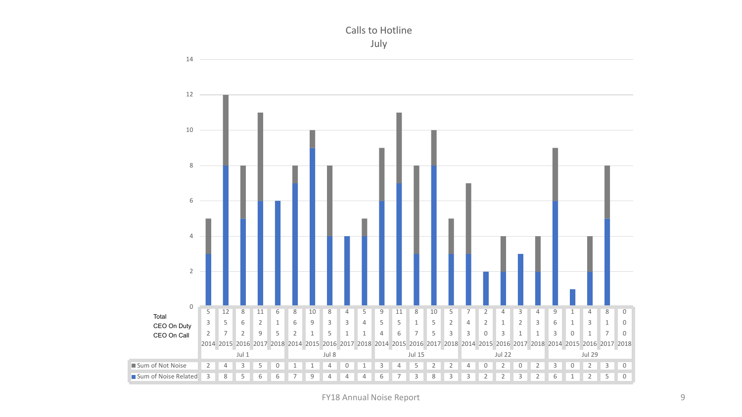## Calls to Hotline
July

| Week | Year | Total | CEO On Duty | CEO On Call | Sum of Not Noise | Sum of Noise Related |
|---|---|---|---|---|---|---|
| Jul 1 | 2014 | 5 | 3 | 2 | 2 | 3 |
| | 2015 | 12 | 5 | 7 | 4 | 8 |
| | 2016 | 8 | 6 | 2 | 3 | 5 |
| | 2017 | 11 | 2 | 9 | 5 | 6 |
| | 2018 | 6 | 1 | 5 | 0 | 6 |
| Jul 8 | 2014 | 8 | 6 | 2 | 1 | 7 |
| | 2015 | 10 | 9 | 1 | 1 | 9 |
| | 2016 | 8 | 3 | 5 | 4 | 4 |
| | 2017 | 4 | 3 | 1 | 0 | 4 |
| | 2018 | 5 | 4 | 1 | 1 | 4 |
| Jul 15 | 2014 | 9 | 5 | 4 | 3 | 6 |
| | 2015 | 11 | 5 | 6 | 4 | 7 |
| | 2016 | 8 | 1 | 7 | 5 | 3 |
| | 2017 | 10 | 5 | 5 | 2 | 8 |
| | 2018 | 5 | 2 | 3 | 2 | 3 |
| Jul 22 | 2014 | 7 | 4 | 3 | 4 | 3 |
| | 2015 | 2 | 2 | 0 | 0 | 2 |
| | 2016 | 4 | 1 | 3 | 2 | 2 |
| | 2017 | 3 | 2 | 1 | 0 | 3 |
| | 2018 | 4 | 3 | 1 | 2 | 2 |
| Jul 29 | 2014 | 9 | 6 | 3 | 3 | 6 |
| | 2015 | 1 | 1 | 0 | 0 | 1 |
| | 2016 | 4 | 3 | 1 | 2 | 2 |
| | 2017 | 8 | 1 | 7 | 3 | 5 |
| | 2018 | 0 | 0 | 0 | 0 | 0 |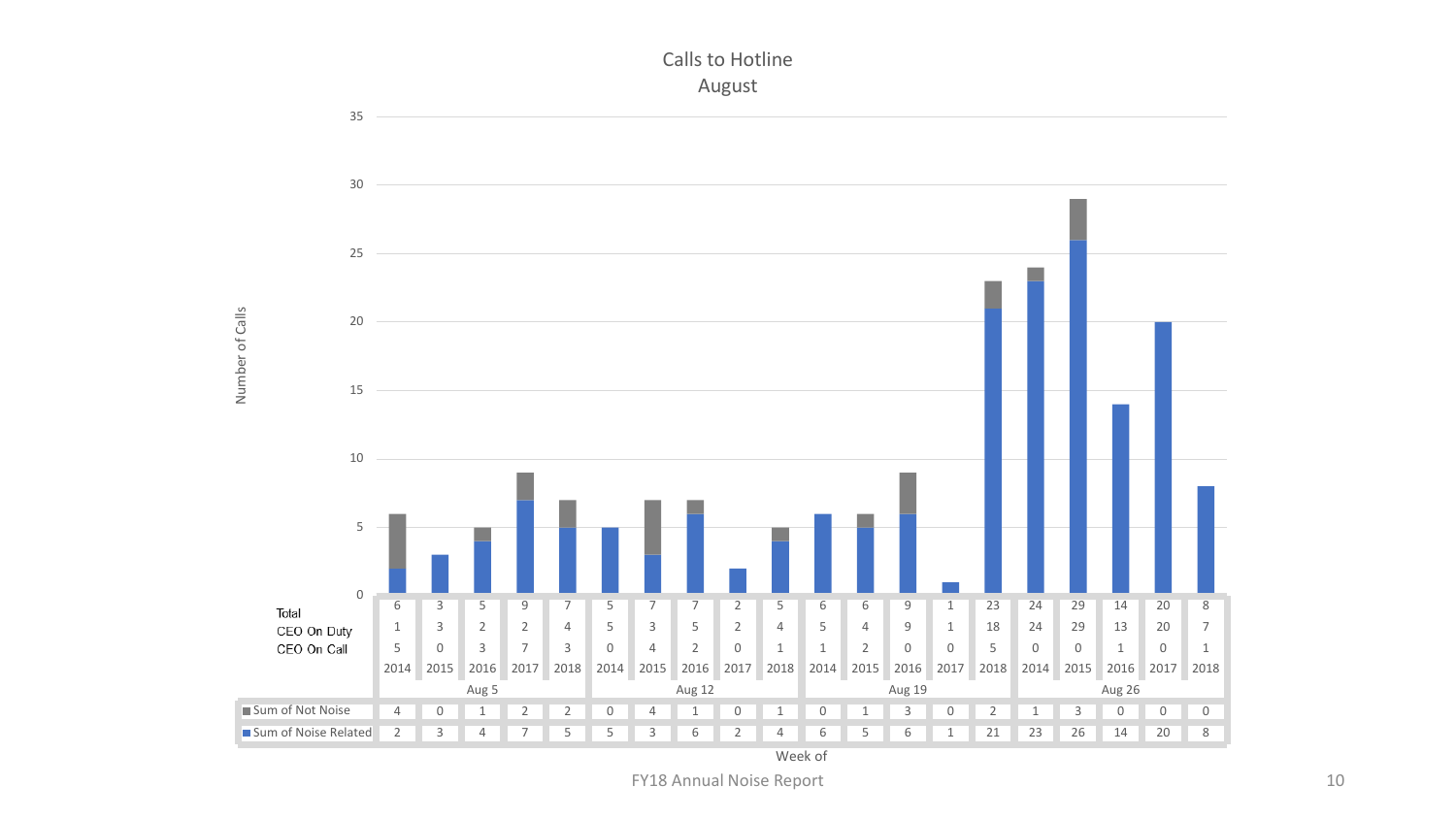## Calls to Hotline
## August

| Week of | Aug 5 | | | | | Aug 12 | | | | | Aug 19 | | | | | Aug 26 | | | | |
|---|---|---|---|---|---|---|---|---|---|---|---|---|---|---|---|---|---|---|---|---|
| Year | 2014 | 2015 | 2016 | 2017 | 2018 | 2014 | 2015 | 2016 | 2017 | 2018 | 2014 | 2015 | 2016 | 2017 | 2018 | 2014 | 2015 | 2016 | 2017 | 2018 |
| Total | 6 | 3 | 5 | 9 | 7 | 5 | 7 | 7 | 2 | 5 | 6 | 6 | 9 | 1 | 23 | 24 | 29 | 14 | 20 | 8 |
| CEO On Duty | 1 | 3 | 2 | 2 | 4 | 5 | 3 | 5 | 2 | 4 | 5 | 4 | 9 | 1 | 18 | 24 | 29 | 13 | 20 | 7 |
| CEO On Call | 5 | 0 | 3 | 7 | 3 | 0 | 4 | 2 | 0 | 1 | 1 | 2 | 0 | 0 | 5 | 0 | 0 | 1 | 0 | 1 |
| Sum of Not Noise | 4 | 0 | 1 | 2 | 2 | 0 | 4 | 1 | 0 | 1 | 0 | 1 | 3 | 0 | 2 | 1 | 3 | 0 | 0 | 0 |
| Sum of Noise Related | 2 | 3 | 4 | 7 | 5 | 5 | 3 | 6 | 2 | 4 | 6 | 5 | 6 | 1 | 21 | 23 | 26 | 14 | 20 | 8 |

Y-axis: Number of Calls (0–35)

X-axis: Week of

FY18 Annual Noise Report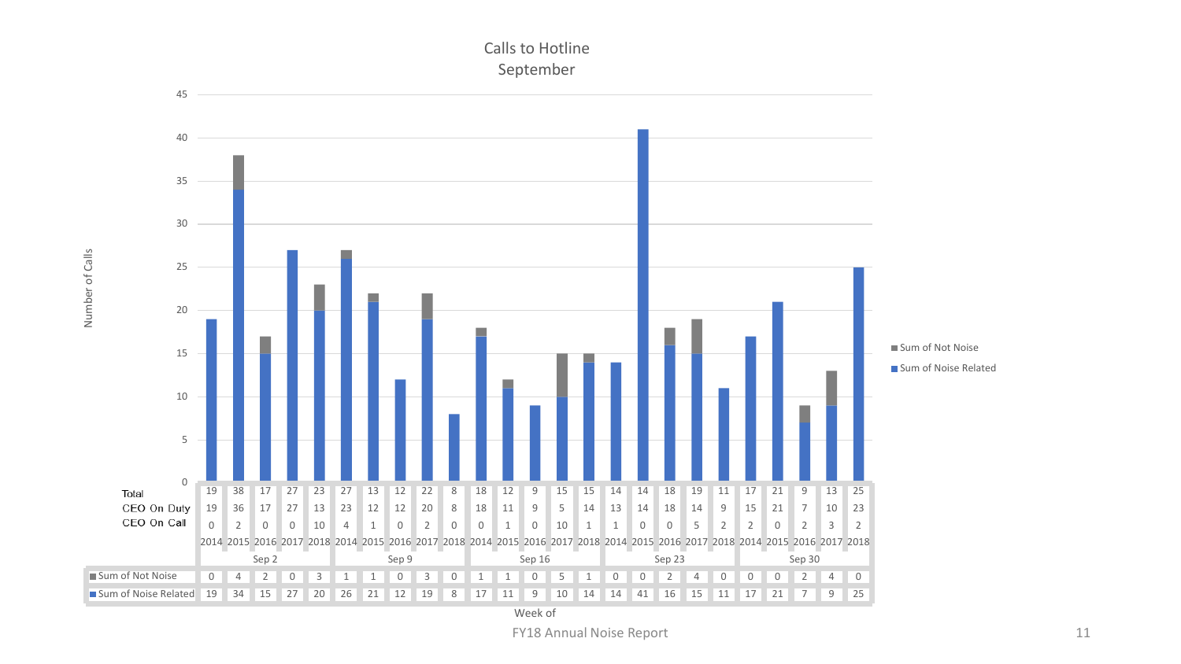# Calls to Hotline
## September

| Week of | Sep 2 | | | | | Sep 9 | | | | | Sep 16 | | | | | Sep 23 | | | | | Sep 30 | | | | |
|---|---|---|---|---|---|---|---|---|---|---|---|---|---|---|---|---|---|---|---|---|---|---|---|---|---|
| Year | 2014 | 2015 | 2016 | 2017 | 2018 | 2014 | 2015 | 2016 | 2017 | 2018 | 2014 | 2015 | 2016 | 2017 | 2018 | 2014 | 2015 | 2016 | 2017 | 2018 | 2014 | 2015 | 2016 | 2017 | 2018 |
| Total | 19 | 38 | 17 | 27 | 23 | 27 | 13 | 12 | 22 | 8 | 18 | 12 | 9 | 15 | 15 | 14 | 14 | 18 | 19 | 11 | 17 | 21 | 9 | 13 | 25 |
| CEO On Duty | 19 | 36 | 17 | 27 | 13 | 23 | 12 | 12 | 20 | 8 | 18 | 11 | 9 | 5 | 14 | 13 | 14 | 18 | 14 | 9 | 15 | 21 | 7 | 10 | 23 |
| CEO On Call | 0 | 2 | 0 | 0 | 10 | 4 | 1 | 0 | 2 | 0 | 0 | 1 | 0 | 10 | 1 | 1 | 0 | 0 | 5 | 2 | 2 | 0 | 2 | 3 | 2 |
| Sum of Not Noise | 0 | 4 | 2 | 0 | 3 | 1 | 1 | 0 | 3 | 0 | 1 | 1 | 0 | 5 | 1 | 0 | 0 | 2 | 4 | 0 | 0 | 0 | 2 | 4 | 0 |
| Sum of Noise Related | 19 | 34 | 15 | 27 | 20 | 26 | 21 | 12 | 19 | 8 | 17 | 11 | 9 | 10 | 14 | 14 | 41 | 16 | 15 | 11 | 17 | 21 | 7 | 9 | 25 |

Number of Calls (y-axis: 0–45); Week of (x-axis)

Legend: Sum of Not Noise; Sum of Noise Related

FY18 Annual Noise Report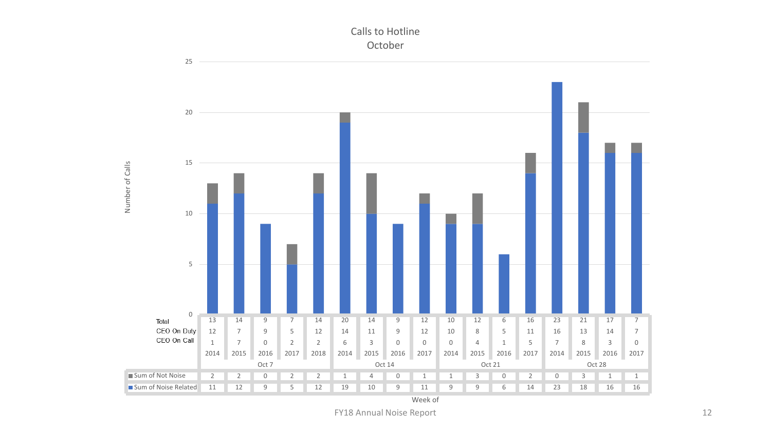# Calls to Hotline
## October

| Week of | Oct 7 | | | | | Oct 14 | | | | Oct 21 | | | | Oct 28 | | | |
|---|---|---|---|---|---|---|---|---|---|---|---|---|---|---|---|---|---|
| Year | 2014 | 2015 | 2016 | 2017 | 2018 | 2014 | 2015 | 2016 | 2017 | 2014 | 2015 | 2016 | 2017 | 2014 | 2015 | 2016 | 2017 |
| Total | 13 | 14 | 9 | 7 | 14 | 20 | 14 | 9 | 12 | 10 | 12 | 6 | 16 | 23 | 21 | 17 | 7 |
| CEO On Duty | 12 | 7 | 9 | 5 | 12 | 14 | 11 | 9 | 12 | 10 | 8 | 5 | 11 | 16 | 13 | 14 | 7 |
| CEO On Call | 1 | 7 | 0 | 2 | 2 | 6 | 3 | 0 | 0 | 0 | 4 | 1 | 5 | 7 | 8 | 3 | 0 |
| Sum of Not Noise | 2 | 2 | 0 | 2 | 2 | 1 | 4 | 0 | 1 | 1 | 3 | 0 | 2 | 0 | 3 | 1 | 1 |
| Sum of Noise Related | 11 | 12 | 9 | 5 | 12 | 19 | 10 | 9 | 11 | 9 | 9 | 6 | 14 | 23 | 18 | 16 | 16 |

Number of Calls

FY18 Annual Noise Report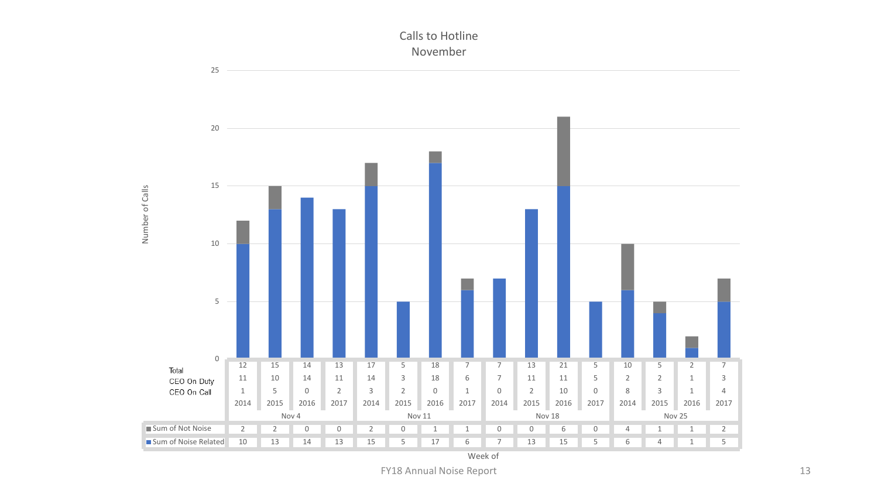## Calls to Hotline
### November

| Week of | Nov 4 | | | | Nov 11 | | | | Nov 18 | | | | Nov 25 | | | |
|---|---|---|---|---|---|---|---|---|---|---|---|---|---|---|---|---|
| Year | 2014 | 2015 | 2016 | 2017 | 2014 | 2015 | 2016 | 2017 | 2014 | 2015 | 2016 | 2017 | 2014 | 2015 | 2016 | 2017 |
| Total | 12 | 15 | 14 | 13 | 17 | 5 | 18 | 7 | 7 | 13 | 21 | 5 | 10 | 5 | 2 | 7 |
| CEO On Duty | 11 | 10 | 14 | 11 | 14 | 3 | 18 | 6 | 7 | 11 | 11 | 5 | 2 | 2 | 1 | 3 |
| CEO On Call | 1 | 5 | 0 | 2 | 3 | 2 | 0 | 1 | 0 | 2 | 10 | 0 | 8 | 3 | 1 | 4 |
| Sum of Not Noise | 2 | 2 | 0 | 0 | 2 | 0 | 1 | 1 | 0 | 0 | 6 | 0 | 4 | 1 | 1 | 2 |
| Sum of Noise Related | 10 | 13 | 14 | 13 | 15 | 5 | 17 | 6 | 7 | 13 | 15 | 5 | 6 | 4 | 1 | 5 |

FY18 Annual Noise Report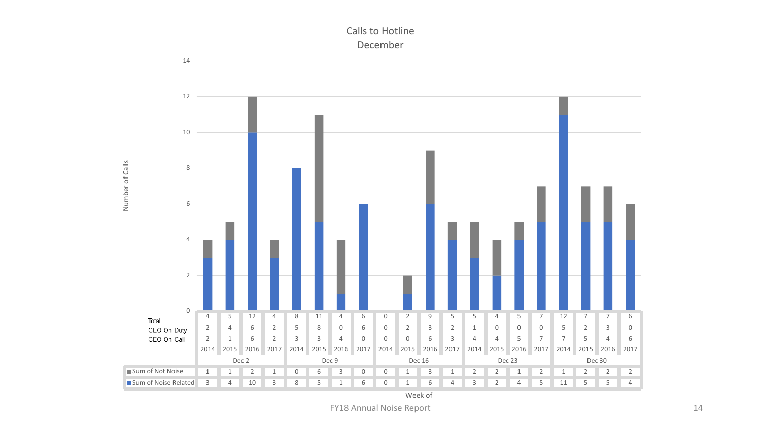## Calls to Hotline
## December

| Week of | | Dec 2 | | | | Dec 9 | | | | Dec 16 | | | | Dec 23 | | | | Dec 30 | | |
|---|---|---|---|---|---|---|---|---|---|---|---|---|---|---|---|---|---|---|---|---|
| | 2014 | 2015 | 2016 | 2017 | 2014 | 2015 | 2016 | 2017 | 2014 | 2015 | 2016 | 2017 | 2014 | 2015 | 2016 | 2017 | 2014 | 2015 | 2016 | 2017 |
| Total | 4 | 5 | 12 | 4 | 8 | 11 | 4 | 6 | 0 | 2 | 9 | 5 | 5 | 4 | 5 | 7 | 12 | 7 | 7 | 6 |
| CEO On Duty | 2 | 4 | 6 | 2 | 5 | 8 | 0 | 6 | 0 | 2 | 3 | 2 | 1 | 0 | 0 | 0 | 5 | 2 | 3 | 0 |
| CEO On Call | 2 | 1 | 6 | 2 | 3 | 3 | 4 | 0 | 0 | 0 | 6 | 3 | 4 | 4 | 5 | 7 | 7 | 5 | 4 | 6 |
| Sum of Not Noise | 1 | 1 | 2 | 1 | 0 | 6 | 3 | 0 | 0 | 1 | 3 | 1 | 2 | 2 | 1 | 2 | 1 | 2 | 2 | 2 |
| Sum of Noise Related | 3 | 4 | 10 | 3 | 8 | 5 | 1 | 6 | 0 | 1 | 6 | 4 | 3 | 2 | 4 | 5 | 11 | 5 | 5 | 4 |

Number of Calls (y-axis: 0–14); Week of (x-axis)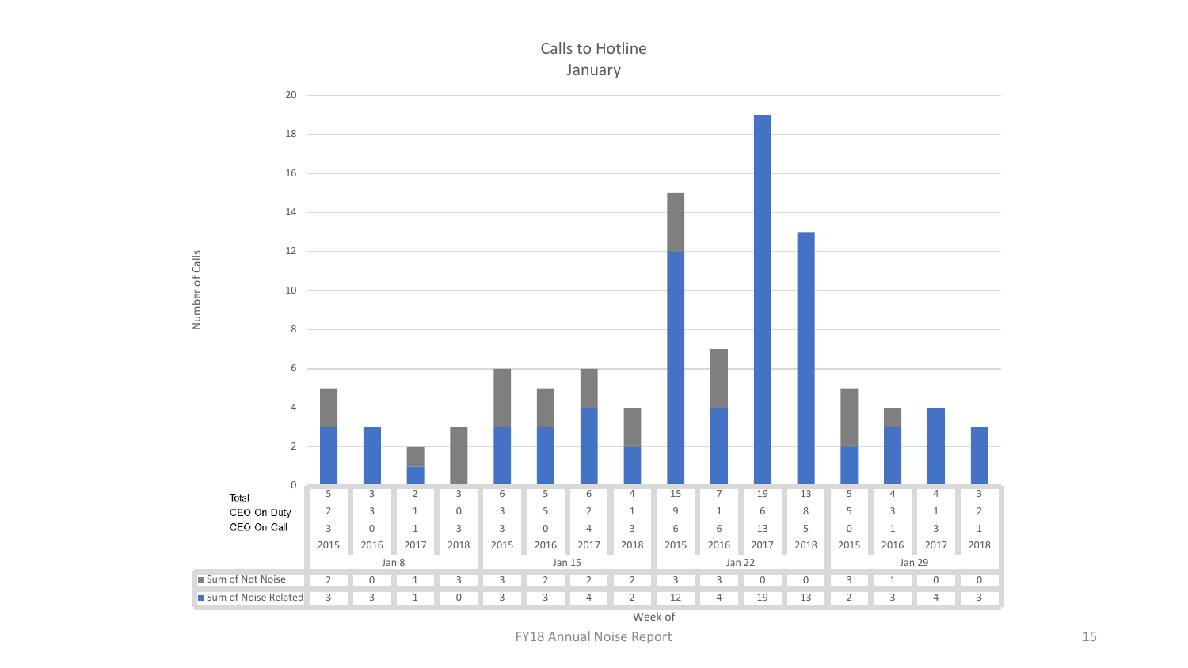## Calls to Hotline
### January

| Week of | | Jan 8 | | | | Jan 15 | | | | Jan 22 | | | | Jan 29 | | | |
|---|---|---|---|---|---|---|---|---|---|---|---|---|---|---|---|---|---|
| | | 2015 | 2016 | 2017 | 2018 | 2015 | 2016 | 2017 | 2018 | 2015 | 2016 | 2017 | 2018 | 2015 | 2016 | 2017 | 2018 |
| Total | | 5 | 3 | 2 | 3 | 6 | 5 | 6 | 4 | 15 | 7 | 19 | 13 | 5 | 4 | 4 | 3 |
| CEO On Duty | | 2 | 3 | 1 | 0 | 3 | 5 | 2 | 1 | 9 | 1 | 6 | 8 | 5 | 3 | 1 | 2 |
| CEO On Call | | 3 | 0 | 1 | 3 | 3 | 0 | 4 | 3 | 6 | 6 | 13 | 5 | 0 | 1 | 3 | 1 |
| Sum of Not Noise | | 2 | 0 | 1 | 3 | 3 | 2 | 2 | 2 | 3 | 3 | 0 | 0 | 3 | 1 | 0 | 0 |
| Sum of Noise Related | | 3 | 3 | 1 | 0 | 3 | 3 | 4 | 2 | 12 | 4 | 19 | 13 | 2 | 3 | 4 | 3 |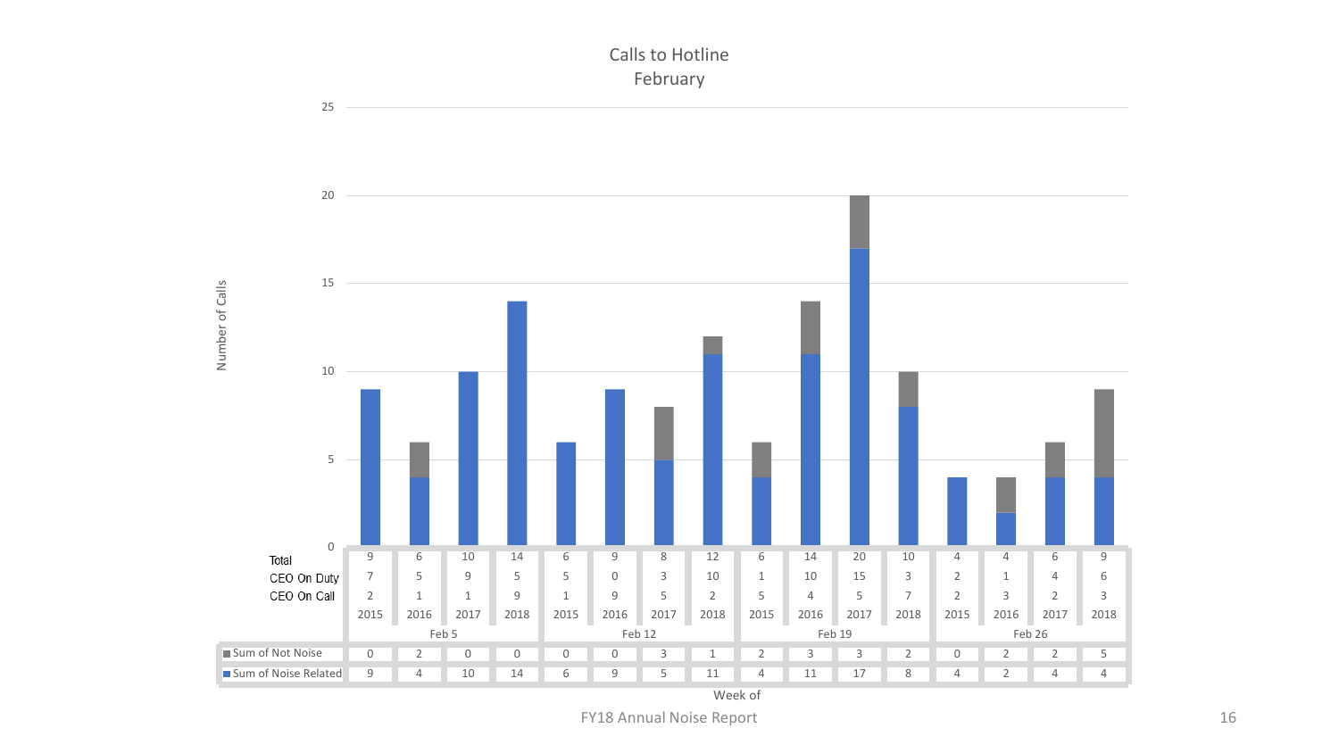# Calls to Hotline
## February

| Week of | | Total | CEO On Duty | CEO On Call | Sum of Not Noise | Sum of Noise Related |
|---|---|---|---|---|---|---|
| Feb 5 | 2015 | 9 | 7 | 2 | 0 | 9 |
| | 2016 | 6 | 5 | 1 | 2 | 4 |
| | 2017 | 10 | 9 | 1 | 0 | 10 |
| | 2018 | 14 | 5 | 9 | 0 | 14 |
| Feb 12 | 2015 | 6 | 5 | 1 | 0 | 6 |
| | 2016 | 9 | 0 | 9 | 0 | 9 |
| | 2017 | 8 | 3 | 5 | 3 | 5 |
| | 2018 | 12 | 10 | 2 | 1 | 11 |
| Feb 19 | 2015 | 6 | 1 | 5 | 2 | 4 |
| | 2016 | 14 | 10 | 4 | 3 | 11 |
| | 2017 | 20 | 15 | 5 | 3 | 17 |
| | 2018 | 10 | 3 | 7 | 2 | 8 |
| Feb 26 | 2015 | 4 | 2 | 2 | 0 | 4 |
| | 2016 | 4 | 1 | 3 | 2 | 2 |
| | 2017 | 6 | 4 | 2 | 2 | 4 |
| | 2018 | 9 | 6 | 3 | 5 | 4 |

FY18 Annual Noise Report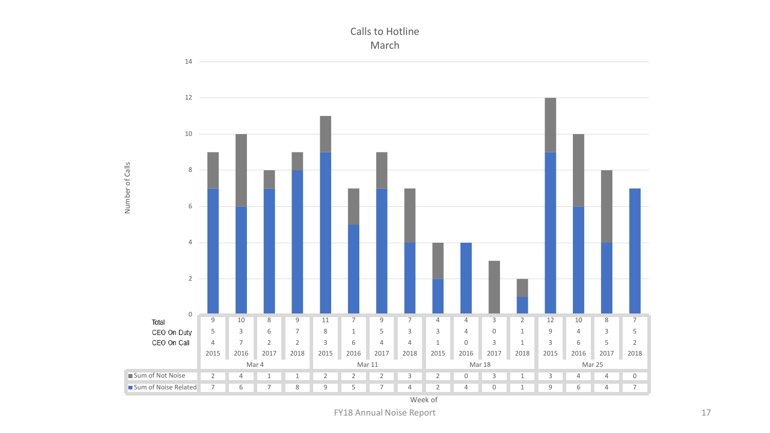## Calls to Hotline
### March

| Week of | Mar 4 | | | | Mar 11 | | | | Mar 18 | | | | Mar 25 | | | |
|---|---|---|---|---|---|---|---|---|---|---|---|---|---|---|---|---|
| Year | 2015 | 2016 | 2017 | 2018 | 2015 | 2016 | 2017 | 2018 | 2015 | 2016 | 2017 | 2018 | 2015 | 2016 | 2017 | 2018 |
| Total | 9 | 10 | 8 | 9 | 11 | 7 | 9 | 7 | 4 | 4 | 3 | 2 | 12 | 10 | 8 | 7 |
| CEO On Duty | 5 | 3 | 6 | 7 | 8 | 1 | 5 | 3 | 3 | 4 | 0 | 1 | 9 | 4 | 3 | 5 |
| CEO On Call | 4 | 7 | 2 | 2 | 3 | 6 | 4 | 4 | 1 | 0 | 3 | 1 | 3 | 6 | 5 | 2 |
| Sum of Not Noise | 2 | 4 | 1 | 1 | 2 | 2 | 2 | 3 | 2 | 0 | 3 | 1 | 3 | 4 | 4 | 0 |
| Sum of Noise Related | 7 | 6 | 7 | 8 | 9 | 5 | 7 | 4 | 2 | 4 | 0 | 1 | 9 | 6 | 4 | 7 |

Number of Calls

FY18 Annual Noise Report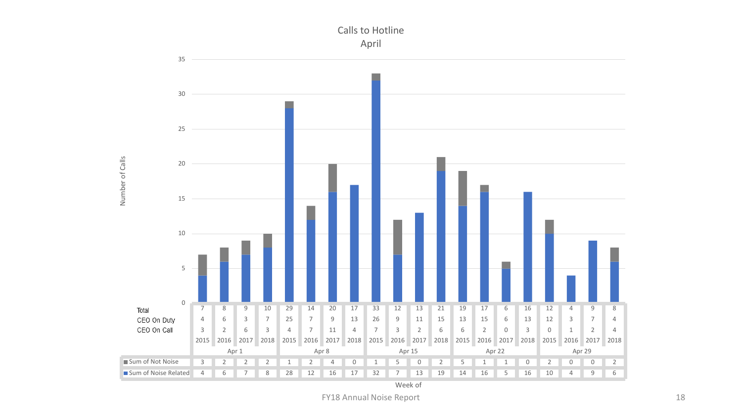## Calls to Hotline
### April

| Week of | | Apr 1 | | | | Apr 8 | | | | Apr 15 | | | | Apr 22 | | | | Apr 29 | | | |
|---|---|---|---|---|---|---|---|---|---|---|---|---|---|---|---|---|---|---|---|---|---|
| Year | | 2015 | 2016 | 2017 | 2018 | 2015 | 2016 | 2017 | 2018 | 2015 | 2016 | 2017 | 2018 | 2015 | 2016 | 2017 | 2018 | 2015 | 2016 | 2017 | 2018 |
| Total | | 7 | 8 | 9 | 10 | 29 | 14 | 20 | 17 | 33 | 12 | 13 | 21 | 19 | 17 | 6 | 16 | 12 | 4 | 9 | 8 |
| CEO On Duty | | 4 | 6 | 3 | 7 | 25 | 7 | 9 | 13 | 26 | 9 | 11 | 15 | 13 | 15 | 6 | 13 | 12 | 3 | 7 | 4 |
| CEO On Call | | 3 | 2 | 6 | 3 | 4 | 7 | 11 | 4 | 7 | 3 | 2 | 6 | 6 | 2 | 0 | 3 | 0 | 1 | 2 | 4 |
| Sum of Not Noise | | 3 | 2 | 2 | 2 | 1 | 2 | 4 | 0 | 1 | 5 | 0 | 2 | 5 | 1 | 1 | 0 | 2 | 0 | 0 | 2 |
| Sum of Noise Related | | 4 | 6 | 7 | 8 | 28 | 12 | 16 | 17 | 32 | 7 | 13 | 19 | 14 | 16 | 5 | 16 | 10 | 4 | 9 | 6 |

Number of Calls

FY18 Annual Noise Report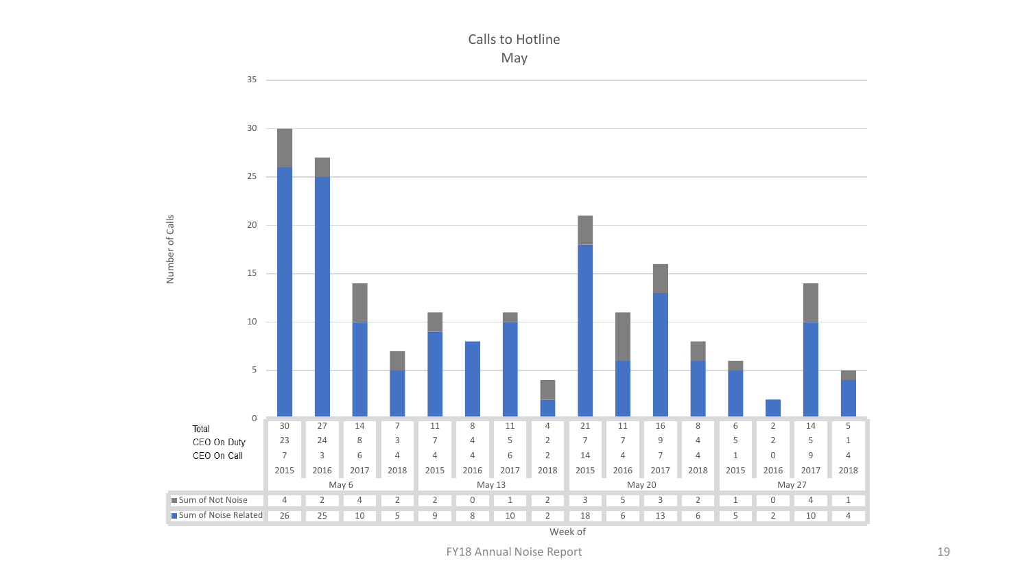## Calls to Hotline
## May

| Week of | May 6 | | | | May 13 | | | | May 20 | | | | May 27 | | | |
|---|---|---|---|---|---|---|---|---|---|---|---|---|---|---|---|---|
| Year | 2015 | 2016 | 2017 | 2018 | 2015 | 2016 | 2017 | 2018 | 2015 | 2016 | 2017 | 2018 | 2015 | 2016 | 2017 | 2018 |
| Total | 30 | 27 | 14 | 7 | 11 | 8 | 11 | 4 | 21 | 11 | 16 | 8 | 6 | 2 | 14 | 5 |
| CEO On Duty | 23 | 24 | 8 | 3 | 7 | 4 | 5 | 2 | 7 | 7 | 9 | 4 | 5 | 2 | 5 | 1 |
| CEO On Call | 7 | 3 | 6 | 4 | 4 | 4 | 6 | 2 | 14 | 4 | 7 | 4 | 1 | 0 | 9 | 4 |
| Sum of Not Noise | 4 | 2 | 4 | 2 | 2 | 0 | 1 | 2 | 3 | 5 | 3 | 2 | 1 | 0 | 4 | 1 |
| Sum of Noise Related | 26 | 25 | 10 | 5 | 9 | 8 | 10 | 2 | 18 | 6 | 13 | 6 | 5 | 2 | 10 | 4 |

Number of Calls

Week of

FY18 Annual Noise Report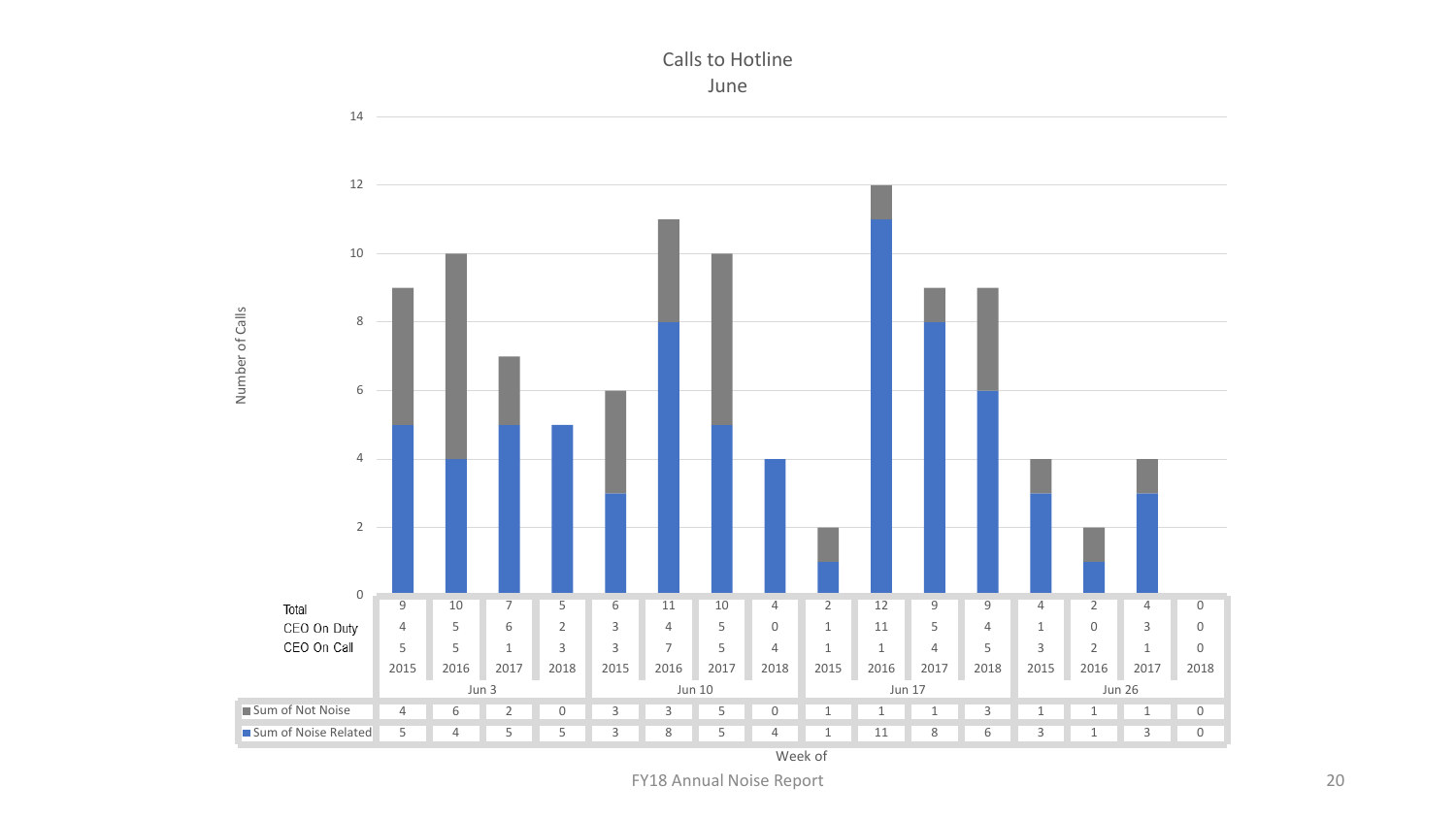# Calls to Hotline
## June

| Week of | Jun 3 | | | | Jun 10 | | | | Jun 17 | | | | Jun 26 | | | |
|---|---|---|---|---|---|---|---|---|---|---|---|---|---|---|---|---|
| Year | 2015 | 2016 | 2017 | 2018 | 2015 | 2016 | 2017 | 2018 | 2015 | 2016 | 2017 | 2018 | 2015 | 2016 | 2017 | 2018 |
| Total | 9 | 10 | 7 | 5 | 6 | 11 | 10 | 4 | 2 | 12 | 9 | 9 | 4 | 2 | 4 | 0 |
| CEO On Duty | 4 | 5 | 6 | 2 | 3 | 4 | 5 | 0 | 1 | 11 | 5 | 4 | 1 | 0 | 3 | 0 |
| CEO On Call | 5 | 5 | 1 | 3 | 3 | 7 | 5 | 4 | 1 | 1 | 4 | 5 | 3 | 2 | 1 | 0 |
| Sum of Not Noise | 4 | 6 | 2 | 0 | 3 | 3 | 5 | 0 | 1 | 1 | 1 | 3 | 1 | 1 | 1 | 0 |
| Sum of Noise Related | 5 | 4 | 5 | 5 | 3 | 8 | 5 | 4 | 1 | 11 | 8 | 6 | 3 | 1 | 3 | 0 |

FY18 Annual Noise Report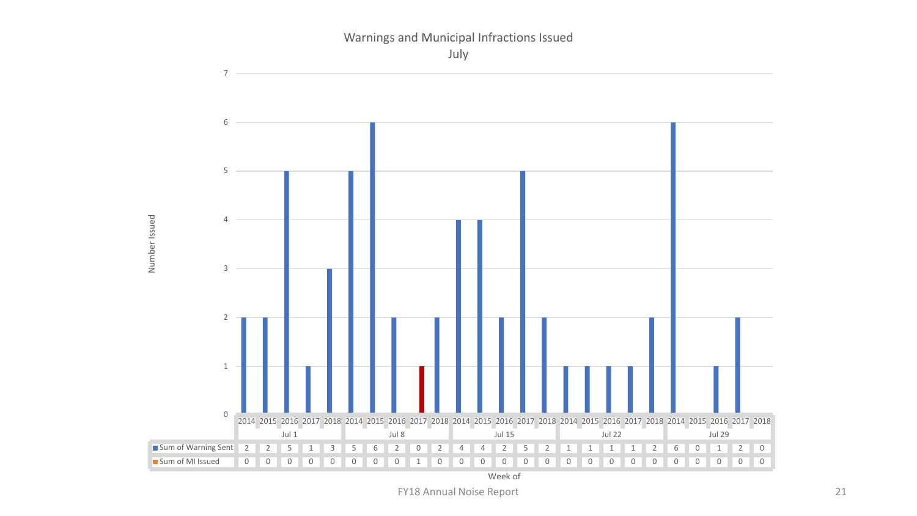# Warnings and Municipal Infractions Issued

July

| Week of | Jul 1 | | | | | Jul 8 | | | | | Jul 15 | | | | | Jul 22 | | | | | Jul 29 | | | | |
|---|---|---|---|---|---|---|---|---|---|---|---|---|---|---|---|---|---|---|---|---|---|---|---|---|---|
| | 2014 | 2015 | 2016 | 2017 | 2018 | 2014 | 2015 | 2016 | 2017 | 2018 | 2014 | 2015 | 2016 | 2017 | 2018 | 2014 | 2015 | 2016 | 2017 | 2018 | 2014 | 2015 | 2016 | 2017 | 2018 |
| Sum of Warning Sent | 2 | 2 | 5 | 1 | 3 | 5 | 6 | 2 | 0 | 2 | 4 | 4 | 2 | 5 | 2 | 1 | 1 | 1 | 1 | 2 | 6 | 0 | 1 | 2 | 0 |
| Sum of MI Issued | 0 | 0 | 0 | 0 | 0 | 0 | 0 | 0 | 1 | 0 | 0 | 0 | 0 | 0 | 0 | 0 | 0 | 0 | 0 | 0 | 0 | 0 | 0 | 0 | 0 |

Number Issued

FY18 Annual Noise Report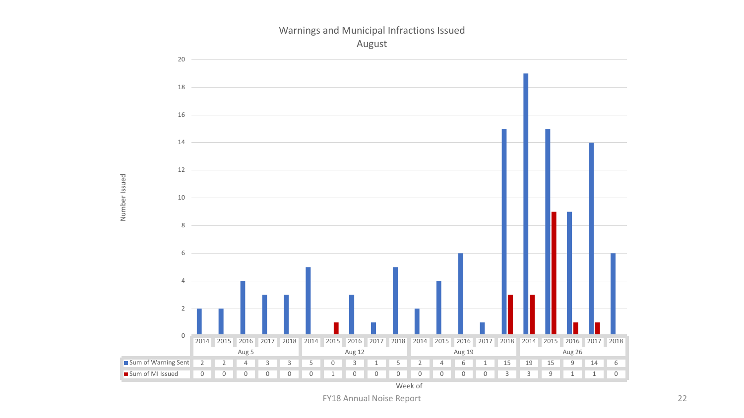# Warnings and Municipal Infractions Issued

## August

| Week of | Aug 5 | | | | | Aug 12 | | | | | Aug 19 | | | | | Aug 26 | | | | |
|---|---|---|---|---|---|---|---|---|---|---|---|---|---|---|---|---|---|---|---|---|
| | 2014 | 2015 | 2016 | 2017 | 2018 | 2014 | 2015 | 2016 | 2017 | 2018 | 2014 | 2015 | 2016 | 2017 | 2018 | 2014 | 2015 | 2016 | 2017 | 2018 |
| Sum of Warning Sent | 2 | 2 | 4 | 3 | 3 | 5 | 0 | 3 | 1 | 5 | 2 | 4 | 6 | 1 | 15 | 19 | 15 | 9 | 14 | 6 |
| Sum of MI Issued | 0 | 0 | 0 | 0 | 0 | 0 | 1 | 0 | 0 | 0 | 0 | 0 | 0 | 0 | 3 | 3 | 9 | 1 | 1 | 0 |

Number Issued

FY18 Annual Noise Report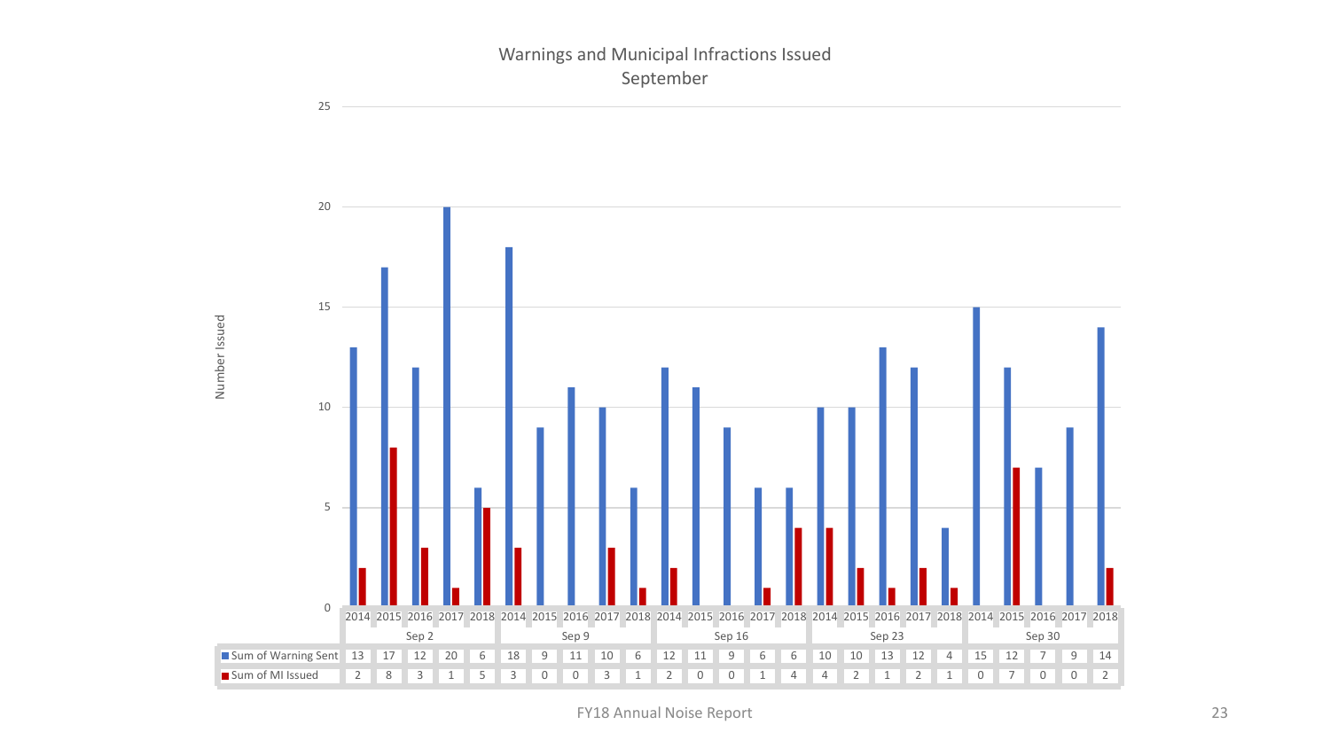## Warnings and Municipal Infractions Issued
September

| | Sep 2 | | | | | Sep 9 | | | | | Sep 16 | | | | | Sep 23 | | | | | Sep 30 | | | | |
|---|---|---|---|---|---|---|---|---|---|---|---|---|---|---|---|---|---|---|---|---|---|---|---|---|---|
| | 2014 | 2015 | 2016 | 2017 | 2018 | 2014 | 2015 | 2016 | 2017 | 2018 | 2014 | 2015 | 2016 | 2017 | 2018 | 2014 | 2015 | 2016 | 2017 | 2018 | 2014 | 2015 | 2016 | 2017 | 2018 |
| Sum of Warning Sent | 13 | 17 | 12 | 20 | 6 | 18 | 9 | 11 | 10 | 6 | 12 | 11 | 9 | 6 | 6 | 10 | 10 | 13 | 12 | 4 | 15 | 12 | 7 | 9 | 14 |
| Sum of MI Issued | 2 | 8 | 3 | 1 | 5 | 3 | 0 | 0 | 3 | 1 | 2 | 0 | 0 | 1 | 4 | 4 | 2 | 1 | 2 | 1 | 0 | 7 | 0 | 0 | 2 |

Number Issued

FY18 Annual Noise Report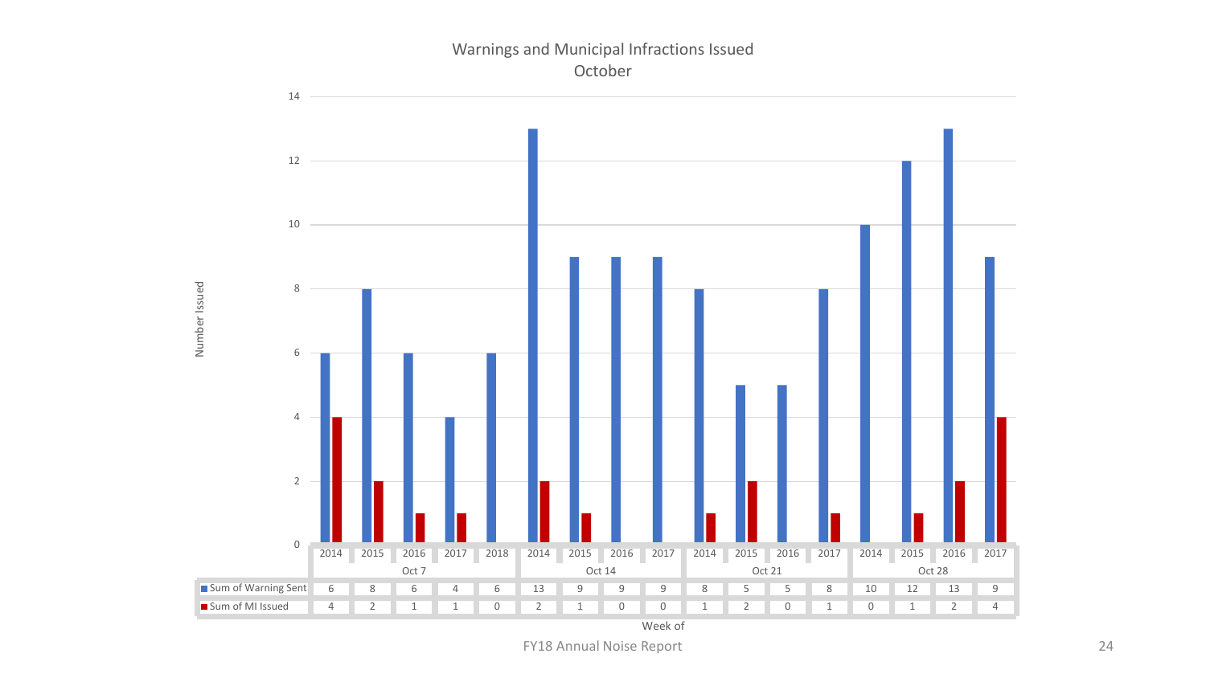# Warnings and Municipal Infractions Issued

October

| Week of | Oct 7 | | | | | Oct 14 | | | | Oct 21 | | | | Oct 28 | | | |
|---|---|---|---|---|---|---|---|---|---|---|---|---|---|---|---|---|---|
| | 2014 | 2015 | 2016 | 2017 | 2018 | 2014 | 2015 | 2016 | 2017 | 2014 | 2015 | 2016 | 2017 | 2014 | 2015 | 2016 | 2017 |
| Sum of Warning Sent | 6 | 8 | 6 | 4 | 6 | 13 | 9 | 9 | 9 | 8 | 5 | 5 | 8 | 10 | 12 | 13 | 9 |
| Sum of MI Issued | 4 | 2 | 1 | 1 | 0 | 2 | 1 | 0 | 0 | 1 | 2 | 0 | 1 | 0 | 1 | 2 | 4 |

FY18 Annual Noise Report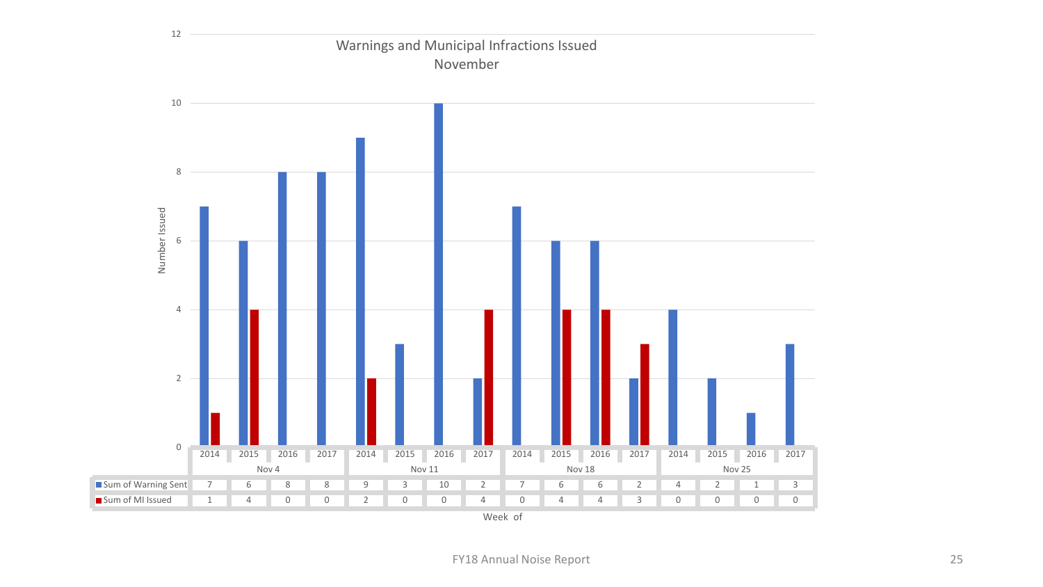# Warnings and Municipal Infractions Issued
## November

| Week of | Nov 4 | | | | Nov 11 | | | | Nov 18 | | | | Nov 25 | | | |
|---|---|---|---|---|---|---|---|---|---|---|---|---|---|---|---|---|
| | 2014 | 2015 | 2016 | 2017 | 2014 | 2015 | 2016 | 2017 | 2014 | 2015 | 2016 | 2017 | 2014 | 2015 | 2016 | 2017 |
| Sum of Warning Sent | 7 | 6 | 8 | 8 | 9 | 3 | 10 | 2 | 7 | 6 | 6 | 2 | 4 | 2 | 1 | 3 |
| Sum of MI Issued | 1 | 4 | 0 | 0 | 2 | 0 | 0 | 4 | 0 | 4 | 4 | 3 | 0 | 0 | 0 | 0 |

Number Issued

Week of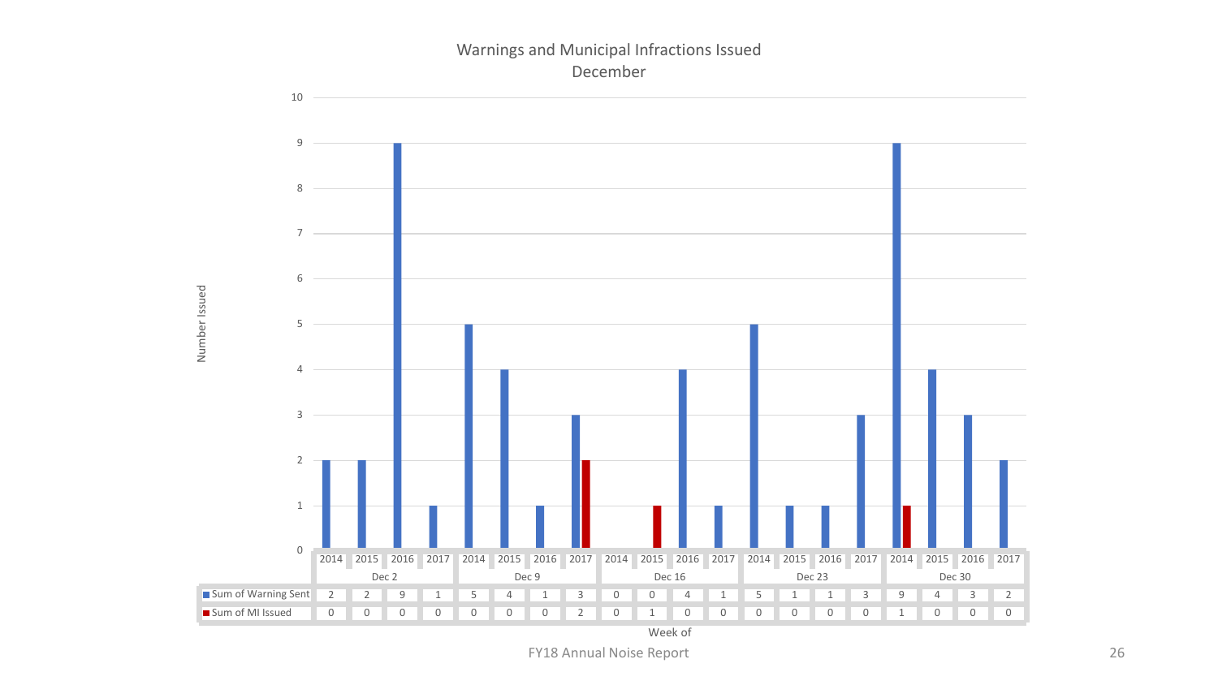## Warnings and Municipal Infractions Issued
### December

| Week of | Dec 2 | | | | Dec 9 | | | | Dec 16 | | | | Dec 23 | | | | Dec 30 | | | |
|---|---|---|---|---|---|---|---|---|---|---|---|---|---|---|---|---|---|---|---|---|
| | 2014 | 2015 | 2016 | 2017 | 2014 | 2015 | 2016 | 2017 | 2014 | 2015 | 2016 | 2017 | 2014 | 2015 | 2016 | 2017 | 2014 | 2015 | 2016 | 2017 |
| Sum of Warning Sent | 2 | 2 | 9 | 1 | 5 | 4 | 1 | 3 | 0 | 0 | 4 | 1 | 5 | 1 | 1 | 3 | 9 | 4 | 3 | 2 |
| Sum of MI Issued | 0 | 0 | 0 | 0 | 0 | 0 | 0 | 2 | 0 | 1 | 0 | 0 | 0 | 0 | 0 | 0 | 1 | 0 | 0 | 0 |

Number Issued

Week of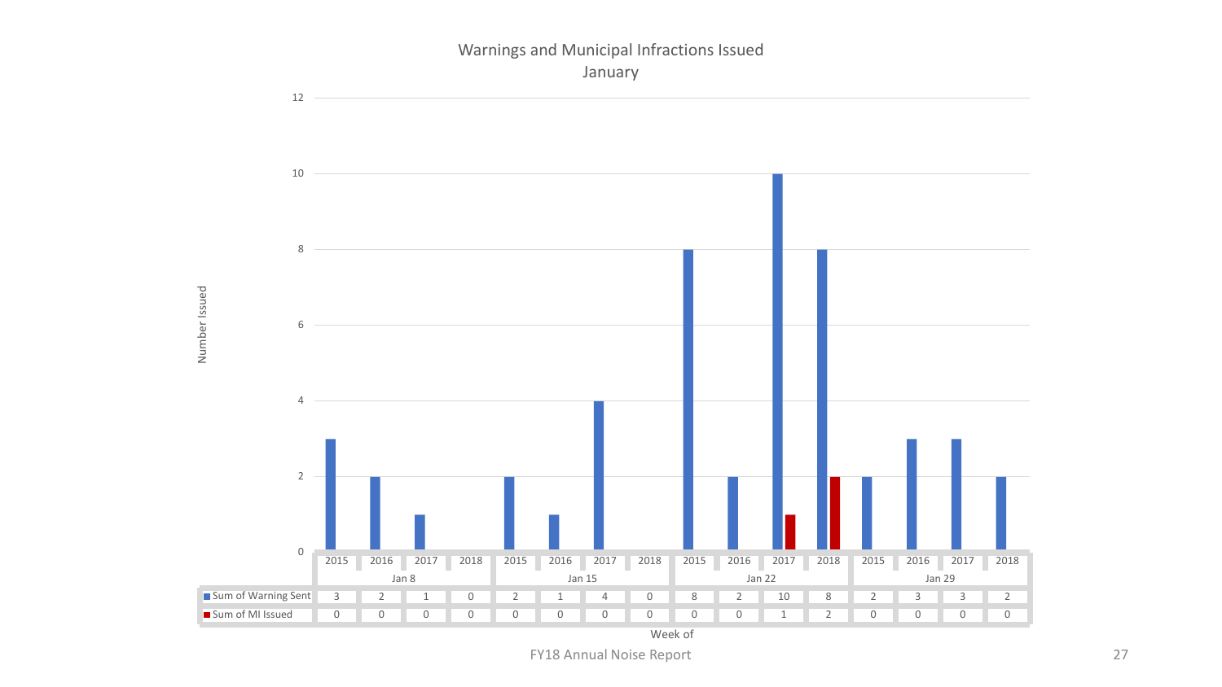## Warnings and Municipal Infractions Issued

January

| Week of | Jan 8 | | | | Jan 15 | | | | Jan 22 | | | | Jan 29 | | | |
|---|---|---|---|---|---|---|---|---|---|---|---|---|---|---|---|---|
| | 2015 | 2016 | 2017 | 2018 | 2015 | 2016 | 2017 | 2018 | 2015 | 2016 | 2017 | 2018 | 2015 | 2016 | 2017 | 2018 |
| Sum of Warning Sent | 3 | 2 | 1 | 0 | 2 | 1 | 4 | 0 | 8 | 2 | 10 | 8 | 2 | 3 | 3 | 2 |
| Sum of MI Issued | 0 | 0 | 0 | 0 | 0 | 0 | 0 | 0 | 0 | 0 | 1 | 2 | 0 | 0 | 0 | 0 |

FY18 Annual Noise Report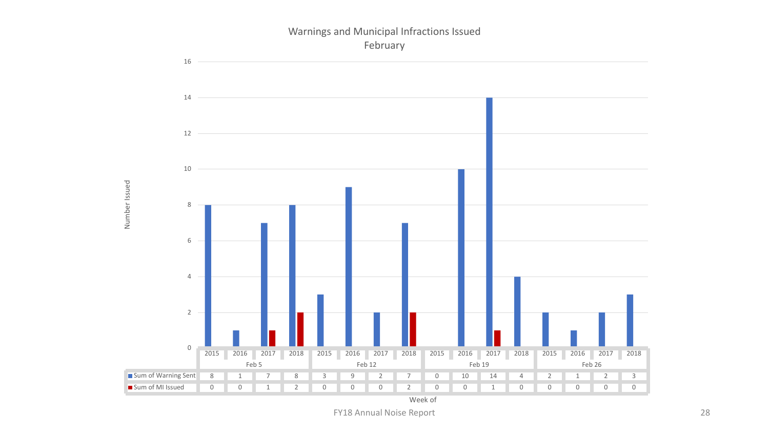# Warnings and Municipal Infractions Issued
## February

| Week of | Feb 5 | | | | Feb 12 | | | | Feb 19 | | | | Feb 26 | | | |
|---|---|---|---|---|---|---|---|---|---|---|---|---|---|---|---|---|
| | 2015 | 2016 | 2017 | 2018 | 2015 | 2016 | 2017 | 2018 | 2015 | 2016 | 2017 | 2018 | 2015 | 2016 | 2017 | 2018 |
| Sum of Warning Sent | 8 | 1 | 7 | 8 | 3 | 9 | 2 | 7 | 0 | 10 | 14 | 4 | 2 | 1 | 2 | 3 |
| Sum of MI Issued | 0 | 0 | 1 | 2 | 0 | 0 | 0 | 2 | 0 | 0 | 1 | 0 | 0 | 0 | 0 | 0 |

Number Issued

Week of

FY18 Annual Noise Report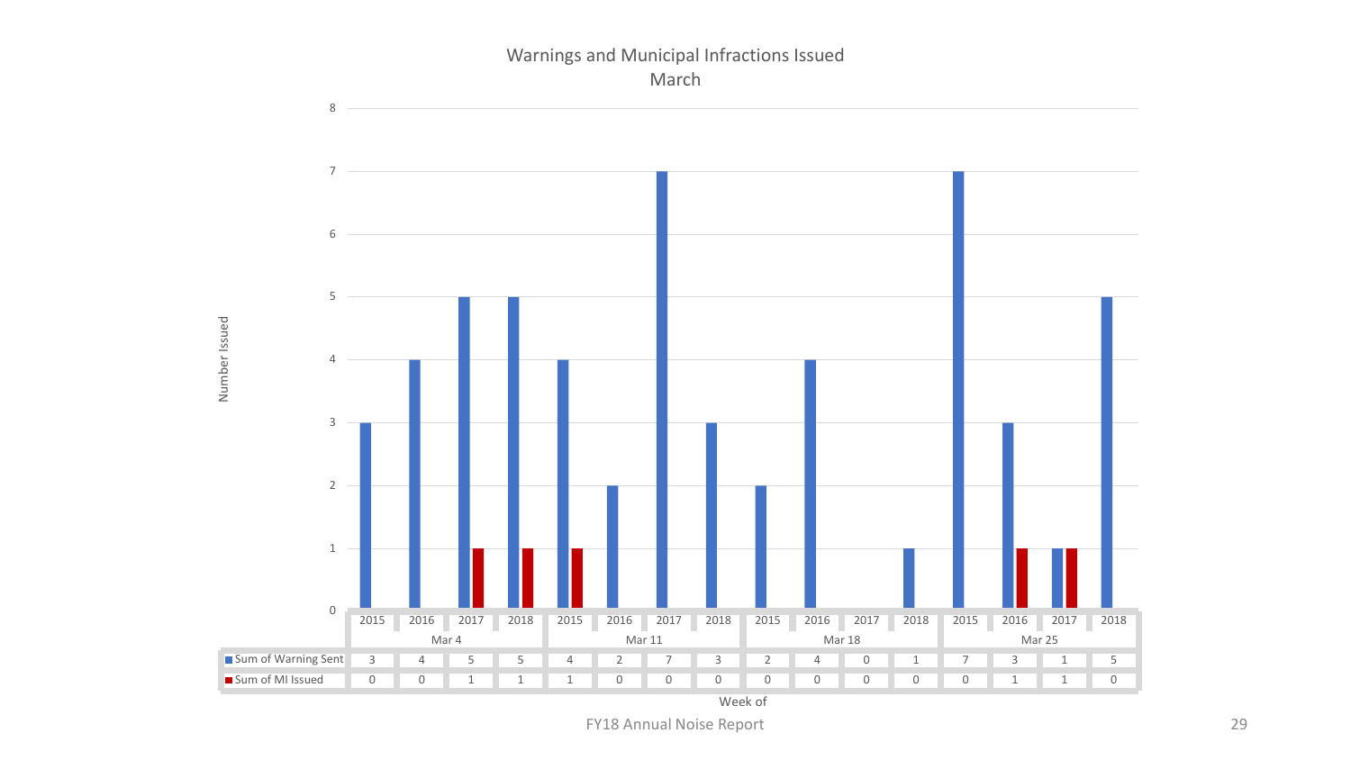## Warnings and Municipal Infractions Issued
### March

| Week of | Mar 4 | | | | Mar 11 | | | | Mar 18 | | | | Mar 25 | | | |
|---|---|---|---|---|---|---|---|---|---|---|---|---|---|---|---|---|
| | 2015 | 2016 | 2017 | 2018 | 2015 | 2016 | 2017 | 2018 | 2015 | 2016 | 2017 | 2018 | 2015 | 2016 | 2017 | 2018 |
| Sum of Warning Sent | 3 | 4 | 5 | 5 | 4 | 2 | 7 | 3 | 2 | 4 | 0 | 1 | 7 | 3 | 1 | 5 |
| Sum of MI Issued | 0 | 0 | 1 | 1 | 1 | 0 | 0 | 0 | 0 | 0 | 0 | 0 | 0 | 1 | 1 | 0 |

Number Issued

Week of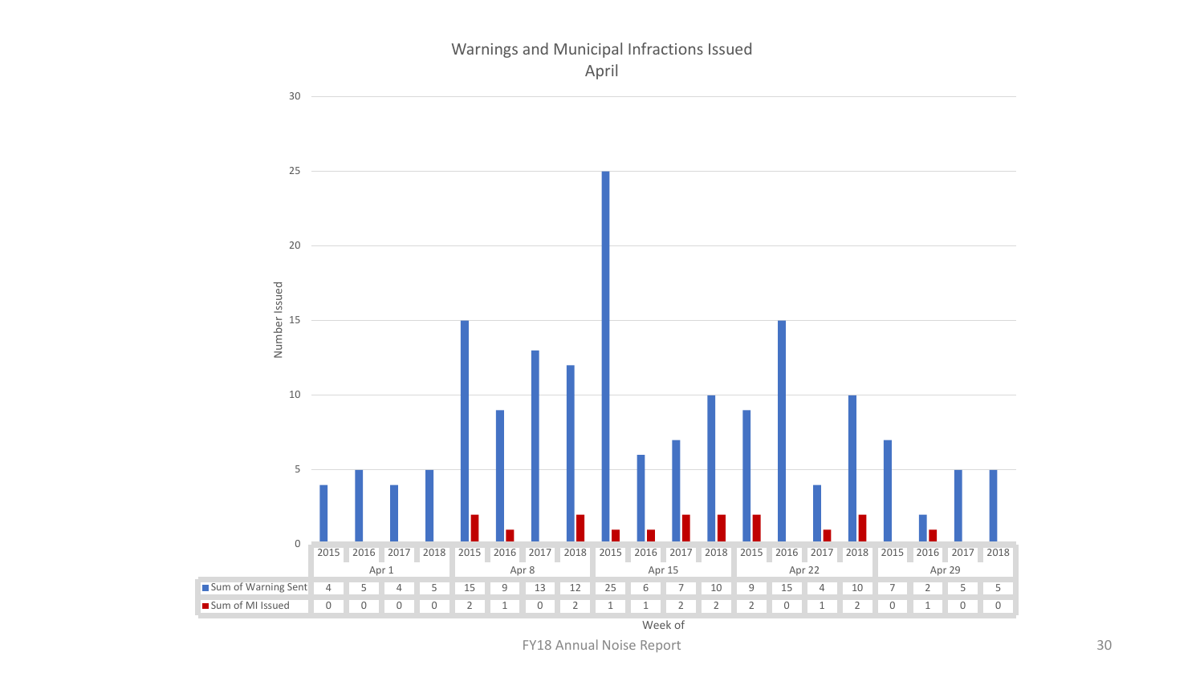## Warnings and Municipal Infractions Issued
### April

| Week of | Apr 1 | | | | Apr 8 | | | | Apr 15 | | | | Apr 22 | | | | Apr 29 | | | |
|---|---|---|---|---|---|---|---|---|---|---|---|---|---|---|---|---|---|---|---|---|
| | 2015 | 2016 | 2017 | 2018 | 2015 | 2016 | 2017 | 2018 | 2015 | 2016 | 2017 | 2018 | 2015 | 2016 | 2017 | 2018 | 2015 | 2016 | 2017 | 2018 |
| Sum of Warning Sent | 4 | 5 | 4 | 5 | 15 | 9 | 13 | 12 | 25 | 6 | 7 | 10 | 9 | 15 | 4 | 10 | 7 | 2 | 5 | 5 |
| Sum of MI Issued | 0 | 0 | 0 | 0 | 2 | 1 | 0 | 2 | 1 | 1 | 2 | 2 | 2 | 0 | 1 | 2 | 0 | 1 | 0 | 0 |

Number Issued

Week of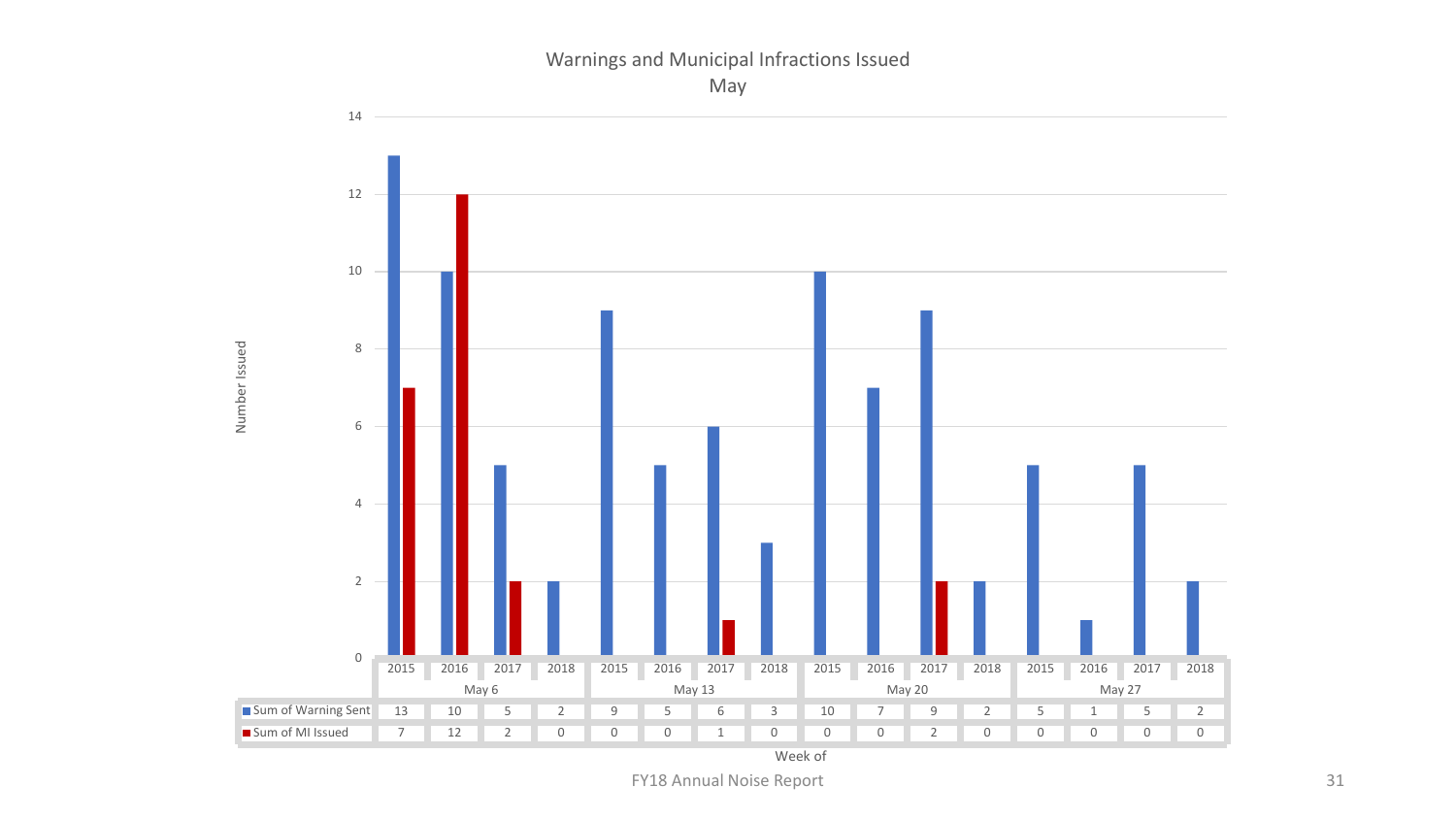## Warnings and Municipal Infractions Issued
May

| Week of | May 6 | | | | May 13 | | | | May 20 | | | | May 27 | | | |
|---|---|---|---|---|---|---|---|---|---|---|---|---|---|---|---|---|
| | 2015 | 2016 | 2017 | 2018 | 2015 | 2016 | 2017 | 2018 | 2015 | 2016 | 2017 | 2018 | 2015 | 2016 | 2017 | 2018 |
| Sum of Warning Sent | 13 | 10 | 5 | 2 | 9 | 5 | 6 | 3 | 10 | 7 | 9 | 2 | 5 | 1 | 5 | 2 |
| Sum of MI Issued | 7 | 12 | 2 | 0 | 0 | 0 | 1 | 0 | 0 | 0 | 2 | 0 | 0 | 0 | 0 | 0 |

Number Issued

FY18 Annual Noise Report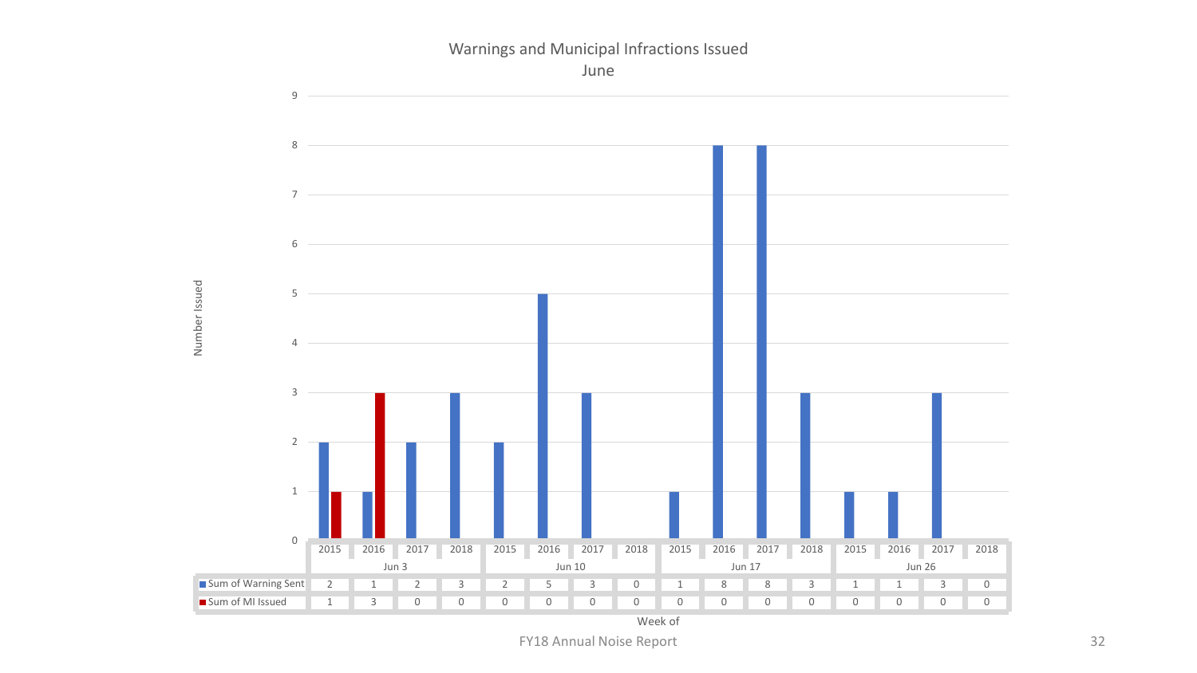Warnings and Municipal Infractions Issued

June

Number Issued

9
8
7
6
5
4
3
2
1
0

2015 2016 2017 2018 2015 2016 2017 2018 2015 2016 2017 2018 2015 2016 2017 2018

Jun 3 Jun 10 Jun 17 Jun 26

Sum of Warning Sent 2 1 2 3 2 5 3 0 1 8 8 3 1 1 3 0

Sum of MI Issued 1 3 0 0 0 0 0 0 0 0 0 0 0 0 0 0

Week of